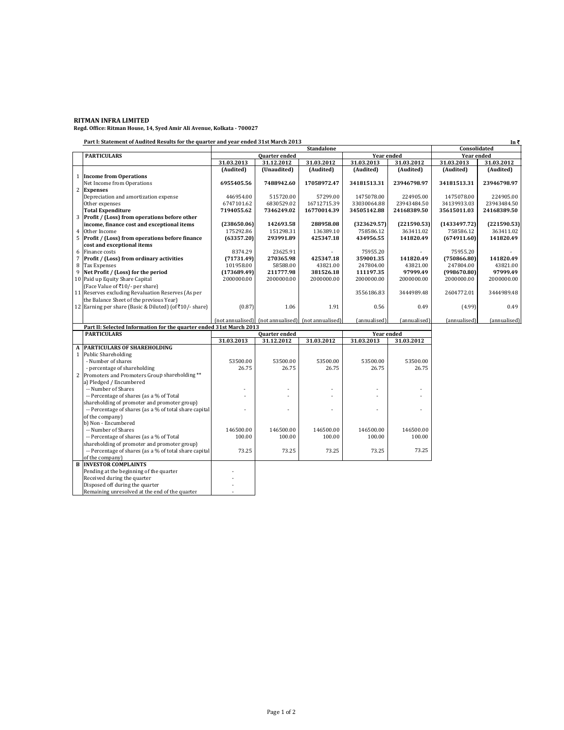**RITMAN INFRA LIMITED**

**Regd. Office: Ritman House, 14, Syed Amir Ali Avenue, Kolkata - 700027**

**Part I: Statement of Audited Results for the quarter and year ended 31st March 2013**

In ₹

| | PARTICULARS | Standalone | | | | | Consolidated | |
|---|---|---|---|---|---|---|---|---|
| | | Quarter ended | | | Year ended | | Year ended | |
| | | 31.03.2013 | 31.12.2012 | 31.03.2012 | 31.03.2013 | 31.03.2012 | 31.03.2013 | 31.03.2012 |
| | | (Audited) | (Unaudited) | (Audited) | (Audited) | (Audited) | (Audited) | (Audited) |
| 1 | **Income from Operations** | | | | | | | |
| | Net Income from Operations | **6955405.56** | **7488942.60** | **17058972.47** | **34181513.31** | **23946798.97** | **34181513.31** | **23946798.97** |
| 2 | **Expenses** | | | | | | | |
| | Depreciation and amortization expense | 446954.00 | 515720.00 | 57299.00 | 1475078.00 | 224905.00 | 1475078.00 | 224905.00 |
| | Other expenses | 6747101.62 | 6830529.02 | 16712715.39 | 33030064.88 | 23943484.50 | 34139933.03 | 23943484.50 |
| | **Total Expenditure** | **7194055.62** | **7346249.02** | **16770014.39** | **34505142.88** | **24168389.50** | **35615011.03** | **24168389.50** |
| 3 | **Profit / (Loss) from operations before other income, finance cost and exceptional items** | **(238650.06)** | **142693.58** | **288958.08** | **(323629.57)** | **(221590.53)** | **(1433497.72)** | **(221590.53)** |
| 4 | Other Income | 175292.86 | 151298.31 | 136389.10 | 758586.12 | 363411.02 | 758586.12 | 363411.02 |
| 5 | **Profit / (Loss) from operations before finance cost and exceptional items** | **(63357.20)** | **293991.89** | **425347.18** | **434956.55** | **141820.49** | **(674911.60)** | **141820.49** |
| 6 | Finance costs | 8374.29 | 23625.91 | - | 75955.20 | - | 75955.20 | - |
| 7 | **Profit / (Loss) from ordinary activities** | **(71731.49)** | **270365.98** | **425347.18** | **359001.35** | **141820.49** | **(750866.80)** | **141820.49** |
| 8 | Tax Expenses | 101958.00 | 58588.00 | 43821.00 | 247804.00 | 43821.00 | 247804.00 | 43821.00 |
| 9 | **Net Profit / (Loss) for the period** | **(173689.49)** | **211777.98** | **381526.18** | **111197.35** | **97999.49** | **(998670.80)** | **97999.49** |
| 10 | Paid up Equity Share Capital (Face Value of ₹10/- per share) | 2000000.00 | 2000000.00 | 2000000.00 | 2000000.00 | 2000000.00 | 2000000.00 | 2000000.00 |
| 11 | Reserves excluding Revaluation Reserves (As per the Balance Sheet of the previous Year) | | | | 3556186.83 | 3444989.48 | 2604772.01 | 3444989.48 |
| 12 | Earning per share (Basic & Diluted) (of ₹10/- share) | (0.87) | 1.06 | 1.91 | 0.56 | 0.49 | (4.99) | 0.49 |
| | | (not annualised) | (not annualised) | (not annualised) | (annualised) | (annualised) | (annualised) | (annualised) |

**Part II: Selected Information for the quarter ended 31st March 2013**

| | PARTICULARS | Quarter ended | | | Year ended | |
|---|---|---|---|---|---|---|
| | | 31.03.2013 | 31.12.2012 | 31.03.2012 | 31.03.2013 | 31.03.2012 |
| A | **PARTICULARS OF SHAREHOLDING** | | | | | |
| 1 | Public Shareholding | | | | | |
| | - Number of shares | 53500.00 | 53500.00 | 53500.00 | 53500.00 | 53500.00 |
| | - percentage of shareholding | 26.75 | 26.75 | 26.75 | 26.75 | 26.75 |
| 2 | Promoters and Promoters Group shareholding ** | | | | | |
| | a) Pledged / Encumbered | | | | | |
| | -- Number of Shares | - | - | - | - | - |
| | -- Percentage of shares (as a % of Total shareholding of promoter and promoter group) | - | - | - | - | - |
| | -- Percentage of shares (as a % of total share capital of the company) | - | - | - | - | - |
| | b) Non - Encumbered | | | | | |
| | -- Number of Shares | 146500.00 | 146500.00 | 146500.00 | 146500.00 | 146500.00 |
| | -- Percentage of shares (as a % of Total shareholding of promoter and promoter group) | 100.00 | 100.00 | 100.00 | 100.00 | 100.00 |
| | -- Percentage of shares (as a % of total share capital of the company) | 73.25 | 73.25 | 73.25 | 73.25 | 73.25 |
| B | **INVESTOR COMPLAINTS** | | | | | |
| | Pending at the beginning of the quarter | - | | | | |
| | Received during the quarter | - | | | | |
| | Disposed off during the quarter | - | | | | |
| | Remaining unresolved at the end of the quarter | - | | | | |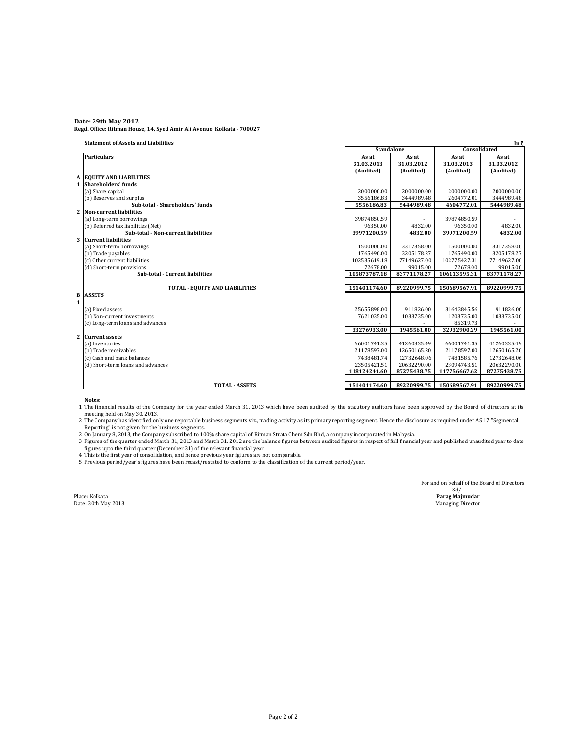**Date: 29th May 2012**

**Regd. Office: Ritman House, 14, Syed Amir Ali Avenue, Kolkata - 700027**

**Statement of Assets and Liabilities**

In ₹

| | Particulars | Standalone | | Consolidated | |
|---|---|---|---|---|---|
| | | As at 31.03.2013 (Audited) | As at 31.03.2012 (Audited) | As at 31.03.2013 (Audited) | As at 31.03.2012 (Audited) |
| **A** | **EQUITY AND LIABILITIES** | | | | |
| **1** | **Shareholders' funds** | | | | |
| | (a) Share capital | 2000000.00 | 2000000.00 | 2000000.00 | 2000000.00 |
| | (b) Reserves and surplus | 3556186.83 | 3444989.48 | 2604772.01 | 3444989.48 |
| | **Sub-total - Shareholders' funds** | **5556186.83** | **5444989.48** | **4604772.01** | **5444989.48** |
| **2** | **Non-current liabilities** | | | | |
| | (a) Long-term borrowings | 39874850.59 | - | 39874850.59 | - |
| | (b) Deferred tax liabilities (Net) | 96350.00 | 4832.00 | 96350.00 | 4832.00 |
| | **Sub-total - Non-current liabilities** | **39971200.59** | **4832.00** | **39971200.59** | **4832.00** |
| **3** | **Current liabilities** | | | | |
| | (a) Short-term borrowings | 1500000.00 | 3317358.00 | 1500000.00 | 3317358.00 |
| | (b) Trade payables | 1765490.00 | 3205178.27 | 1765490.00 | 3205178.27 |
| | (c) Other current liabilities | 102535619.18 | 77149627.00 | 102775427.31 | 77149627.00 |
| | (d) Short-term provisions | 72678.00 | 99015.00 | 72678.00 | 99015.00 |
| | **Sub-total - Current liabilities** | **105873787.18** | **83771178.27** | **106113595.31** | **83771178.27** |
| | **TOTAL - EQUITY AND LIABILITIES** | **151401174.60** | **89220999.75** | **150689567.91** | **89220999.75** |
| **B** | **ASSETS** | | | | |
| **1** | | | | | |
| | (a) Fixed assets | 25655898.00 | 911826.00 | 31643845.56 | 911826.00 |
| | (b) Non-current investments | 7621035.00 | 1033735.00 | 1203735.00 | 1033735.00 |
| | (c) Long-term loans and advances | - | - | 85319.73 | - |
| | | **33276933.00** | **1945561.00** | **32932900.29** | **1945561.00** |
| **2** | **Current assets** | | | | |
| | (a) Inventories | 66001741.35 | 41260335.49 | 66001741.35 | 41260335.49 |
| | (b) Trade receivables | 21178597.00 | 12650165.20 | 21178597.00 | 12650165.20 |
| | (c) Cash and bank balances | 7438481.74 | 12732648.06 | 7481585.76 | 12732648.06 |
| | (d) Short-term loans and advances | 23505421.51 | 20632290.00 | 23094743.51 | 20632290.00 |
| | | **118124241.60** | **87275438.75** | **117756667.62** | **87275438.75** |
| | **TOTAL - ASSETS** | **151401174.60** | **89220999.75** | **150689567.91** | **89220999.75** |

**Notes:**

1 The financial results of the Company for the year ended March 31, 2013 which have been audited by the statutory auditors have been approved by the Board of directors at its meeting held on May 30, 2013.

2 The Company has identified only one reportable business segments viz., trading activity as its primary reporting segment. Hence the disclosure as required under AS 17 "Segmental Reporting" is not given for the business segments.

2 On January 8, 2013, the Company subscribed to 100% share capital of Ritman Strata Chem Sdn Bhd, a company incorporated in Malaysia.

3 Figures of the quarter ended March 31, 2013 and March 31, 2012 are the balance figures between audited figures in respect of full financial year and published unaudited year to date figures upto the third quarter (December 31) of the relevant financial year

4 This is the first year of consolidation, and hence previous year fgiures are not comparable.

5 Previous period/year's figures have been recast/restated to conform to the classification of the current period/year.

For and on behalf of the Board of Directors

Sd/-

**Parag Majmudar**

Managing Director

Place: Kolkata

Date: 30th May 2013